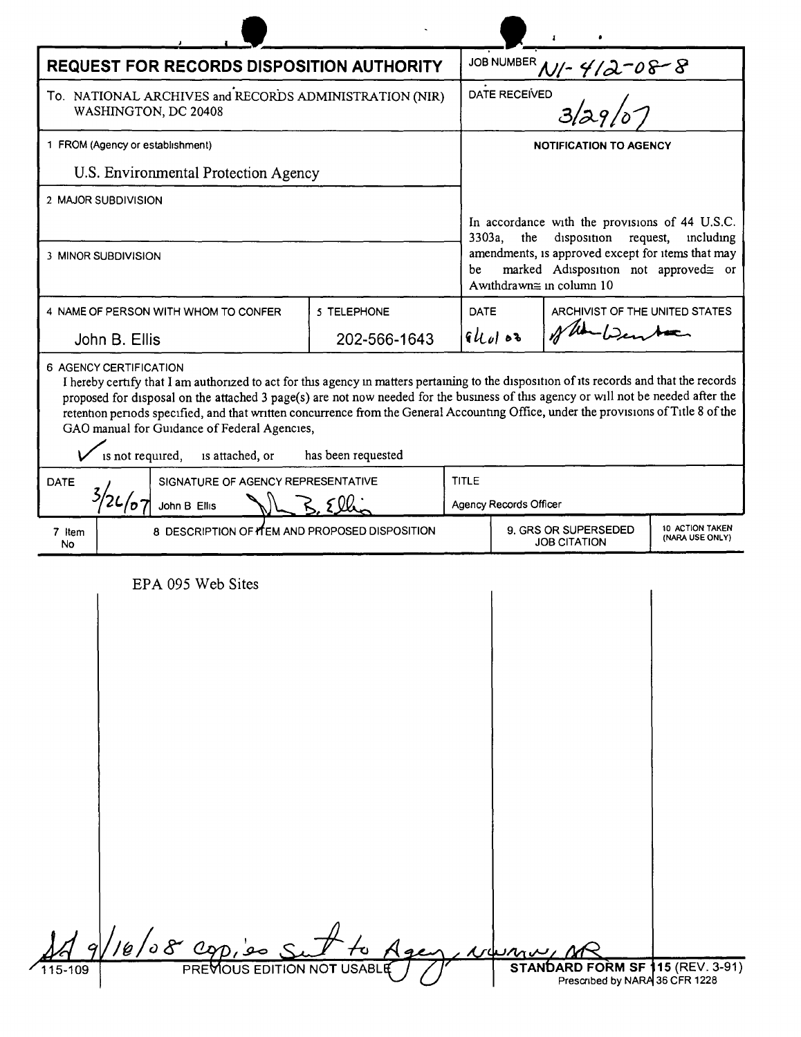# REQUEST FOR RECORDS DISPOSITION AUTHORITY

| | |
|---|---|
| **JOB NUMBER** | N1-412-08-8 |
| **DATE RECEIVED** | 3/29/07 |

To. NATIONAL ARCHIVES and RECORDS ADMINISTRATION (NIR)
WASHINGTON, DC 20408

1 FROM (Agency or establishment)

U.S. Environmental Protection Agency

2 MAJOR SUBDIVISION

3 MINOR SUBDIVISION

**NOTIFICATION TO AGENCY**

In accordance with the provisions of 44 U.S.C. 3303a, the disposition request, including amendments, is approved except for items that may be marked "disposition not approved" or "withdrawn" in column 10

| 4 NAME OF PERSON WITH WHOM TO CONFER | 5 TELEPHONE | DATE | ARCHIVIST OF THE UNITED STATES |
|---|---|---|---|
| John B. Ellis | 202-566-1643 | 9/4/08 | [signature] |

6 AGENCY CERTIFICATION

I hereby certify that I am authorized to act for this agency in matters pertaining to the disposition of its records and that the records proposed for disposal on the attached 3 page(s) are not now needed for the business of this agency or will not be needed after the retention periods specified, and that written concurrence from the General Accounting Office, under the provisions of Title 8 of the GAO manual for Guidance of Federal Agencies,

✓ is not required, is attached, or has been requested

| DATE | SIGNATURE OF AGENCY REPRESENTATIVE | TITLE |
|---|---|---|
| 3/26/07 | John B Ellis [signature] | Agency Records Officer |

| 7 Item No | 8 DESCRIPTION OF ITEM AND PROPOSED DISPOSITION | 9. GRS OR SUPERSEDED JOB CITATION | 10 ACTION TAKEN (NARA USE ONLY) |
|---|---|---|---|
| | EPA 095 Web Sites | | |

9/10/08 copies sent to Agency, NWMW, NR

115-109 PREVIOUS EDITION NOT USABLE STANDARD FORM SF 115 (REV. 3-91)
Prescribed by NARA 36 CFR 1228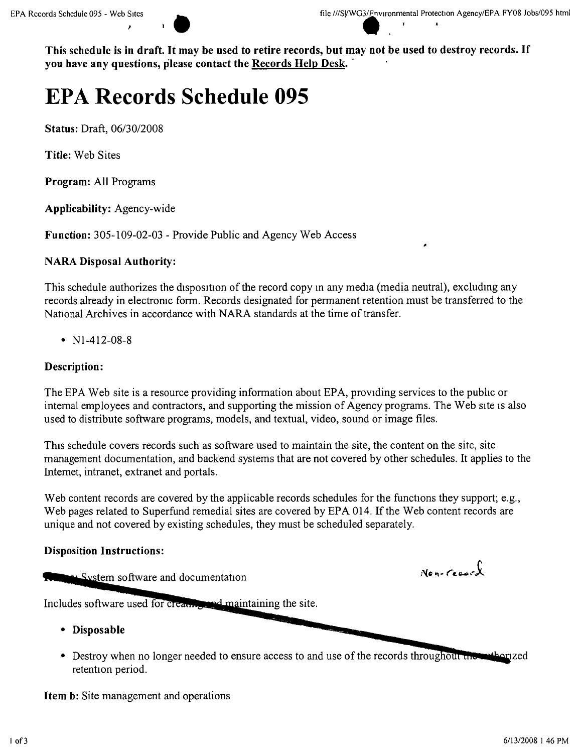**This schedule is in draft. It may be used to retire records, but may not be used to destroy records. If you have any questions, please contact the Records Help Desk.**

# EPA Records Schedule 095

**Status:** Draft, 06/30/2008

**Title:** Web Sites

**Program:** All Programs

**Applicability:** Agency-wide

**Function:** 305-109-02-03 - Provide Public and Agency Web Access

**NARA Disposal Authority:**

This schedule authorizes the disposition of the record copy in any media (media neutral), excluding any records already in electronic form. Records designated for permanent retention must be transferred to the National Archives in accordance with NARA standards at the time of transfer.

- N1-412-08-8

**Description:**

The EPA Web site is a resource providing information about EPA, providing services to the public or internal employees and contractors, and supporting the mission of Agency programs. The Web site is also used to distribute software programs, models, and textual, video, sound or image files.

This schedule covers records such as software used to maintain the site, the content on the site, site management documentation, and backend systems that are not covered by other schedules. It applies to the Internet, intranet, extranet and portals.

Web content records are covered by the applicable records schedules for the functions they support; e.g., Web pages related to Superfund remedial sites are covered by EPA 014. If the Web content records are unique and not covered by existing schedules, they must be scheduled separately.

**Disposition Instructions:**

**Item a:** System software and documentation — *Non-record*

Includes software used for creating and maintaining the site.

- **Disposable**
- Destroy when no longer needed to ensure access to and use of the records throughout the authorized retention period.

**Item b:** Site management and operations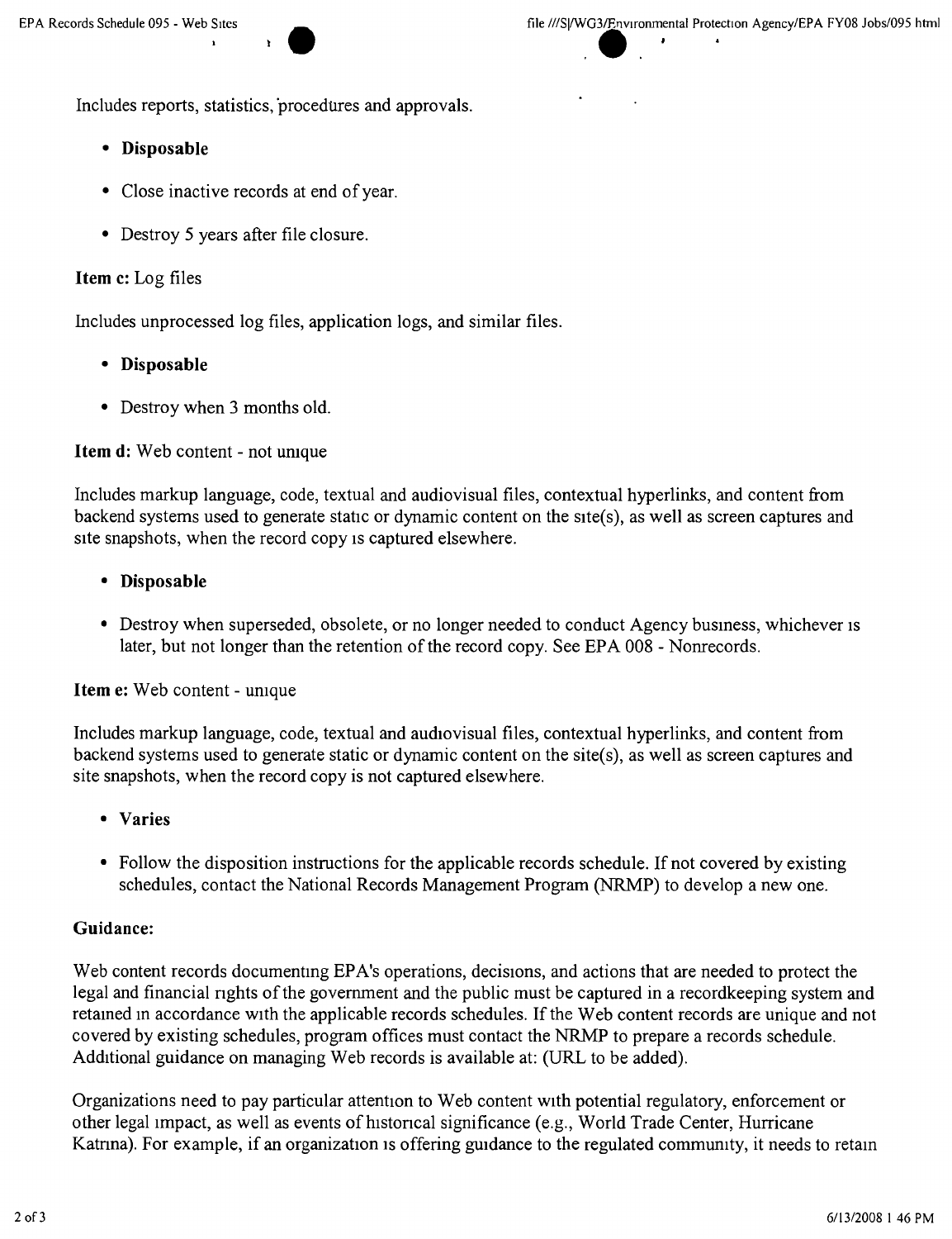Includes reports, statistics, procedures and approvals.

- **Disposable**
- Close inactive records at end of year.
- Destroy 5 years after file closure.

**Item c:** Log files

Includes unprocessed log files, application logs, and similar files.

- **Disposable**
- Destroy when 3 months old.

**Item d:** Web content - not unique

Includes markup language, code, textual and audiovisual files, contextual hyperlinks, and content from backend systems used to generate static or dynamic content on the site(s), as well as screen captures and site snapshots, when the record copy is captured elsewhere.

- **Disposable**
- Destroy when superseded, obsolete, or no longer needed to conduct Agency business, whichever is later, but not longer than the retention of the record copy. See EPA 008 - Nonrecords.

**Item e:** Web content - unique

Includes markup language, code, textual and audiovisual files, contextual hyperlinks, and content from backend systems used to generate static or dynamic content on the site(s), as well as screen captures and site snapshots, when the record copy is not captured elsewhere.

- **Varies**
- Follow the disposition instructions for the applicable records schedule. If not covered by existing schedules, contact the National Records Management Program (NRMP) to develop a new one.

**Guidance:**

Web content records documenting EPA's operations, decisions, and actions that are needed to protect the legal and financial rights of the government and the public must be captured in a recordkeeping system and retained in accordance with the applicable records schedules. If the Web content records are unique and not covered by existing schedules, program offices must contact the NRMP to prepare a records schedule. Additional guidance on managing Web records is available at: (URL to be added).

Organizations need to pay particular attention to Web content with potential regulatory, enforcement or other legal impact, as well as events of historical significance (e.g., World Trade Center, Hurricane Katrina). For example, if an organization is offering guidance to the regulated community, it needs to retain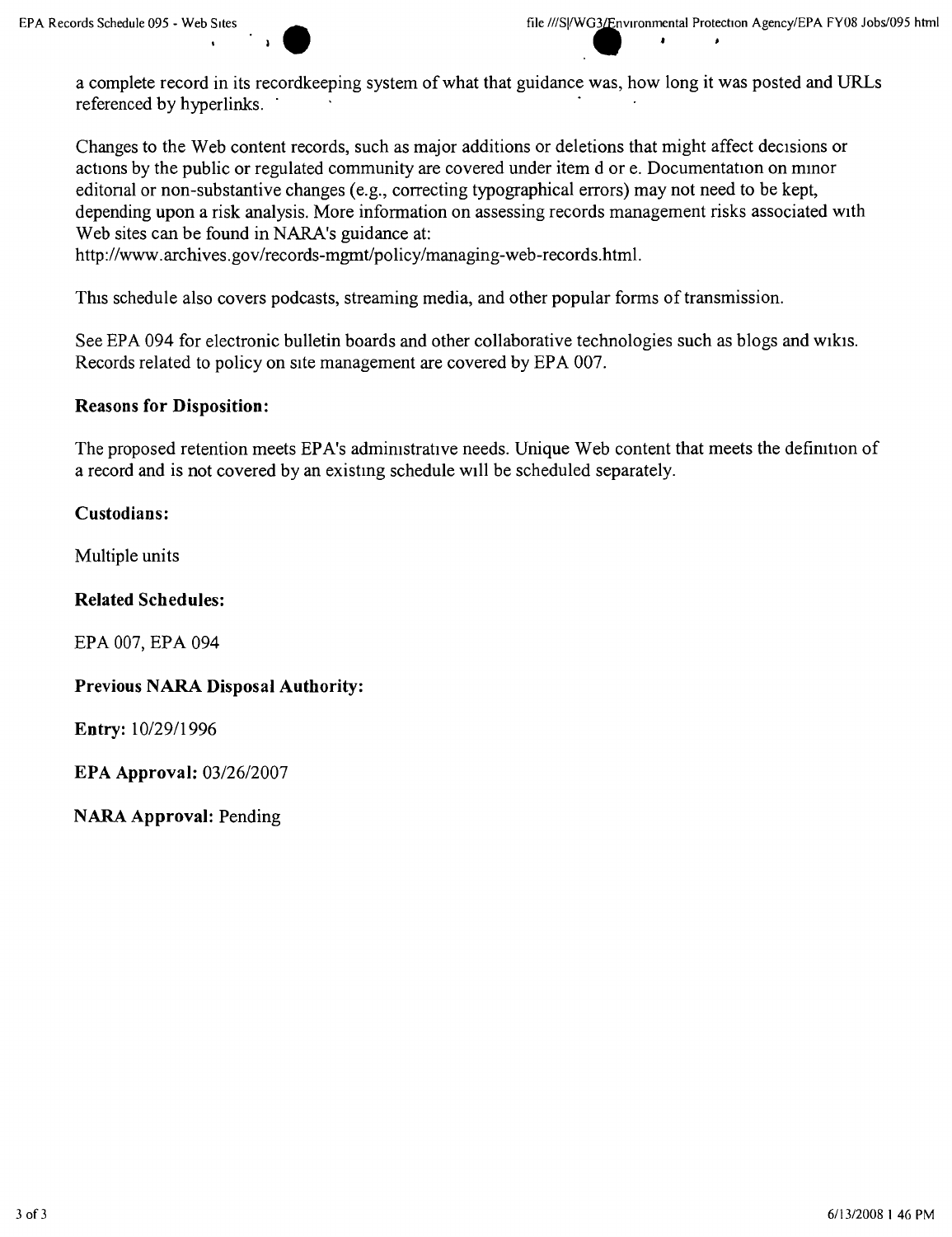a complete record in its recordkeeping system of what that guidance was, how long it was posted and URLs referenced by hyperlinks.

Changes to the Web content records, such as major additions or deletions that might affect decisions or actions by the public or regulated community are covered under item d or e. Documentation on minor editorial or non-substantive changes (e.g., correcting typographical errors) may not need to be kept, depending upon a risk analysis. More information on assessing records management risks associated with Web sites can be found in NARA's guidance at: http://www.archives.gov/records-mgmt/policy/managing-web-records.html.

This schedule also covers podcasts, streaming media, and other popular forms of transmission.

See EPA 094 for electronic bulletin boards and other collaborative technologies such as blogs and wikis. Records related to policy on site management are covered by EPA 007.

**Reasons for Disposition:**

The proposed retention meets EPA's administrative needs. Unique Web content that meets the definition of a record and is not covered by an existing schedule will be scheduled separately.

**Custodians:**

Multiple units

**Related Schedules:**

EPA 007, EPA 094

**Previous NARA Disposal Authority:**

**Entry:** 10/29/1996

**EPA Approval:** 03/26/2007

**NARA Approval:** Pending